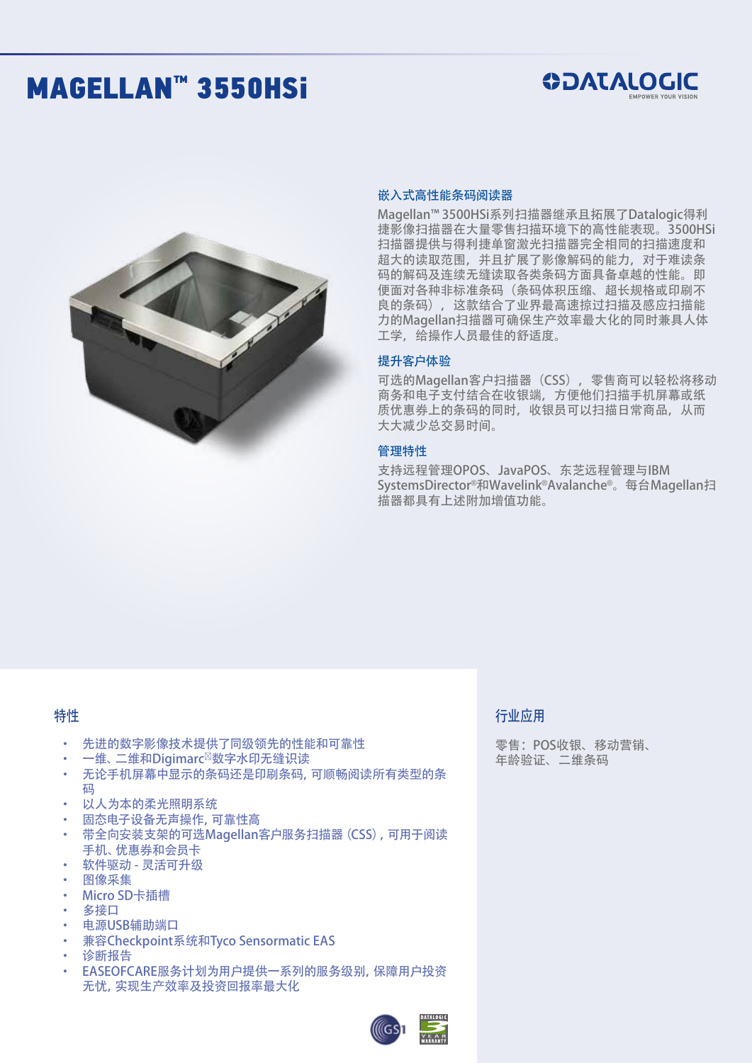# MAGELLAN™ 3550HSi

DATALOGIC
EMPOWER YOUR VISION

## 嵌入式高性能条码阅读器

Magellan™ 3500HSi系列扫描器继承且拓展了Datalogic得利捷影像扫描器在大量零售扫描环境下的高性能表现。3500HSi扫描器提供与得利捷单窗激光扫描器完全相同的扫描速度和超大的读取范围，并且扩展了影像解码的能力，对于难读条码的解码及连续无缝读取各类条码方面具备卓越的性能。即便面对各种非标准条码（条码体积压缩、超长规格或印刷不良的条码），这款结合了业界最高速掠过扫描及感应扫描能力的Magellan扫描器可确保生产效率最大化的同时兼具人体工学，给操作人员最佳的舒适度。

## 提升客户体验

可选的Magellan客户扫描器（CSS），零售商可以轻松将移动商务和电子支付结合在收银端，方便他们扫描手机屏幕或纸质优惠券上的条码的同时，收银员可以扫描日常商品，从而大大减少总交易时间。

## 管理特性

支持远程管理OPOS、JavaPOS、东芝远程管理与IBM SystemsDirector®和Wavelink®Avalanche®。每台Magellan扫描器都具有上述附加增值功能。

## 特性

- 先进的数字影像技术提供了同级领先的性能和可靠性
- 一维、二维和Digimarc®数字水印无缝识读
- 无论手机屏幕中显示的条码还是印刷条码，可顺畅阅读所有类型的条码
- 以人为本的柔光照明系统
- 固态电子设备无声操作，可靠性高
- 带全向安装支架的可选Magellan客户服务扫描器（CSS），可用于阅读手机、优惠券和会员卡
- 软件驱动 - 灵活可升级
- 图像采集
- Micro SD卡插槽
- 多接口
- 电源USB辅助端口
- 兼容Checkpoint系统和Tyco Sensormatic EAS
- 诊断报告
- EASEOFCARE服务计划为用户提供一系列的服务级别，保障用户投资无忧，实现生产效率及投资回报率最大化

## 行业应用

零售：POS收银、移动营销、年龄验证、二维条码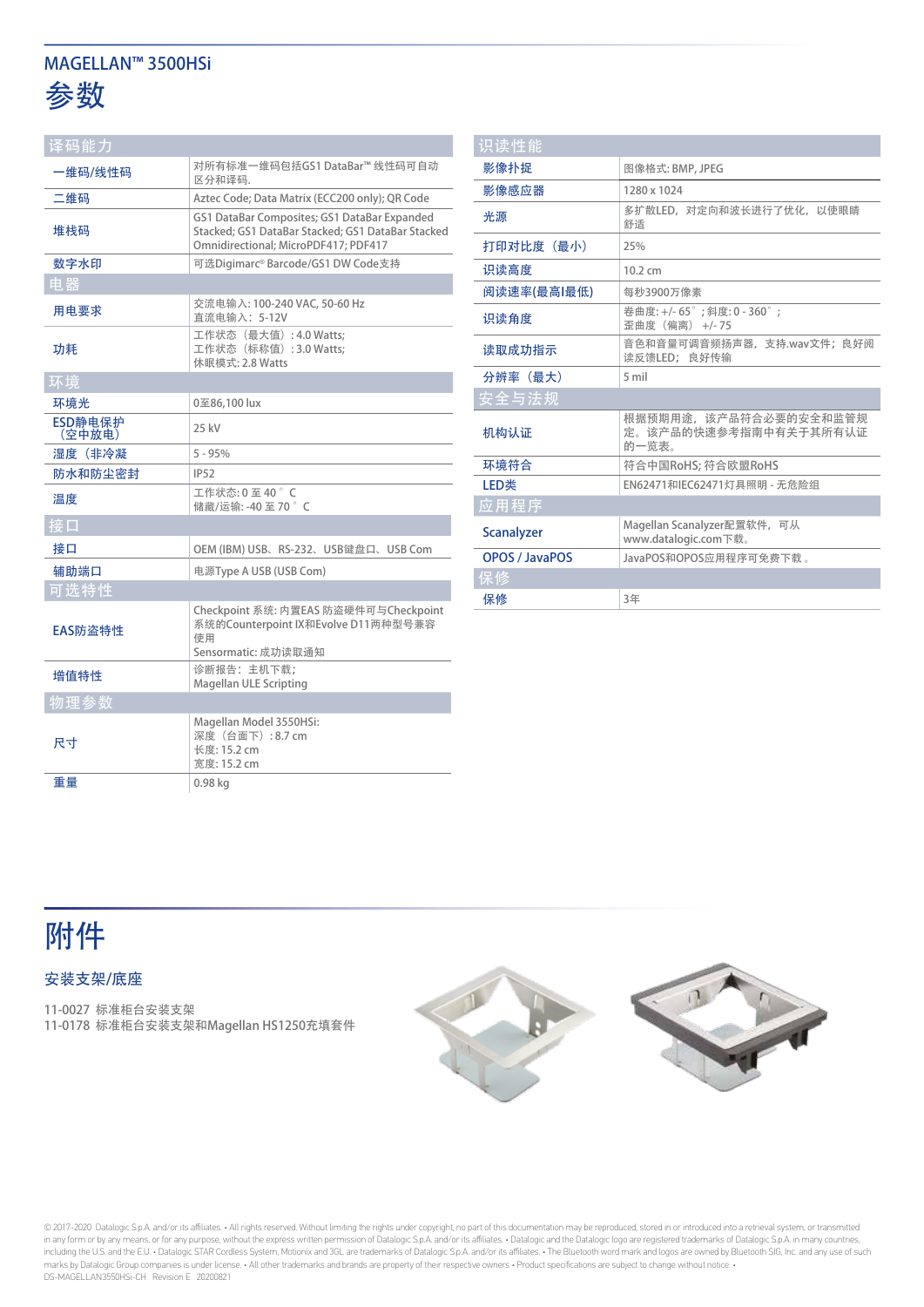MAGELLAN™ 3500HSi

# 参数

| | |
|---|---|
| **译码能力** | |
| 一维码/线性码 | 对所有标准一维码包括GS1 DataBar™ 线性码可自动区分和译码. |
| 二维码 | Aztec Code; Data Matrix (ECC200 only); QR Code |
| 堆栈码 | GS1 DataBar Composites; GS1 DataBar Expanded Stacked; GS1 DataBar Stacked; GS1 DataBar Stacked Omnidirectional; MicroPDF417; PDF417 |
| 数字水印 | 可选Digimarc® Barcode/GS1 DW Code支持 |
| **电器** | |
| 用电要求 | 交流电输入: 100-240 VAC, 50-60 Hz<br>直流电输入：5-12V |
| 功耗 | 工作状态（最大值）: 4.0 Watts;<br>工作状态（标称值）: 3.0 Watts;<br>休眠模式: 2.8 Watts |
| **环境** | |
| 环境光 | 0至86,100 lux |
| ESD静电保护（空中放电） | 25 kV |
| 湿度（非冷凝 | 5 - 95% |
| 防水和防尘密封 | IP52 |
| 温度 | 工作状态: 0 至 40 ° C<br>储藏/运输: -40 至 70 ° C |
| **接口** | |
| 接口 | OEM (IBM) USB、RS-232、USB键盘口、USB Com |
| 辅助端口 | 电源Type A USB (USB Com) |
| **可选特性** | |
| EAS防盗特性 | Checkpoint 系统: 内置EAS 防盗硬件可与Checkpoint 系统的Counterpoint IX和Evolve D11两种型号兼容使用<br>Sensormatic: 成功读取通知 |
| 增值特性 | 诊断报告：主机下载;<br>Magellan ULE Scripting |
| **物理参数** | |
| 尺寸 | Magellan Model 3550HSi:<br>深度（台面下）: 8.7 cm<br>长度: 15.2 cm<br>宽度: 15.2 cm |
| 重量 | 0.98 kg |

| | |
|---|---|
| **识读性能** | |
| 影像扑捉 | 图像格式: BMP, JPEG |
| 影像感应器 | 1280 x 1024 |
| 光源 | 多扩散LED，对定向和波长进行了优化，以使眼睛舒适 |
| 打印对比度（最小） | 25% |
| 识读高度 | 10.2 cm |
| 阅读速率(最高l最低) | 每秒3900万像素 |
| 识读角度 | 卷曲度: +/- 65°；斜度: 0 - 360°；<br>歪曲度（偏离） +/- 75 |
| 读取成功指示 | 音色和音量可调音频扬声器，支持.wav文件；良好阅读反馈LED；良好传输 |
| 分辨率（最大） | 5 mil |
| **安全与法规** | |
| 机构认证 | 根据预期用途，该产品符合必要的安全和监管规定。该产品的快速参考指南中有关于其所有认证的一览表。 |
| 环境符合 | 符合中国RoHS; 符合欧盟RoHS |
| LED类 | EN62471和IEC62471灯具照明 - 无危险组 |
| **应用程序** | |
| Scanalyzer | Magellan Scanalyzer配置软件，可从www.datalogic.com下载。 |
| OPOS / JavaPOS | JavaPOS和OPOS应用程序可免费下载。 |
| **保修** | |
| 保修 | 3年 |

# 附件

## 安装支架/底座

11-0027 标准柜台安装支架
11-0178 标准柜台安装支架和Magellan HS1250充填套件

© 2017-2020 Datalogic S.p.A. and/or its affiliates. • All rights reserved. Without limiting the rights under copyright, no part of this documentation may be reproduced, stored in or introduced into a retrieval system, or transmitted in any form or by any means, or for any purpose, without the express written permission of Datalogic S.p.A. and/or its affiliates. • Datalogic and the Datalogic logo are registered trademarks of Datalogic S.p.A. in many countries, including the U.S. and the E.U. • Datalogic STAR Cordless System, Motionix and 3GL are trademarks of Datalogic S.p.A. and/or its affiliates. • The Bluetooth word mark and logos are owned by Bluetooth SIG, Inc. and any use of such marks by Datalogic Group companies is under license. • All other trademarks and brands are property of their respective owners • Product specifications are subject to change without notice. •
DS-MAGELLAN3550HSi-CH Revision E 20200821